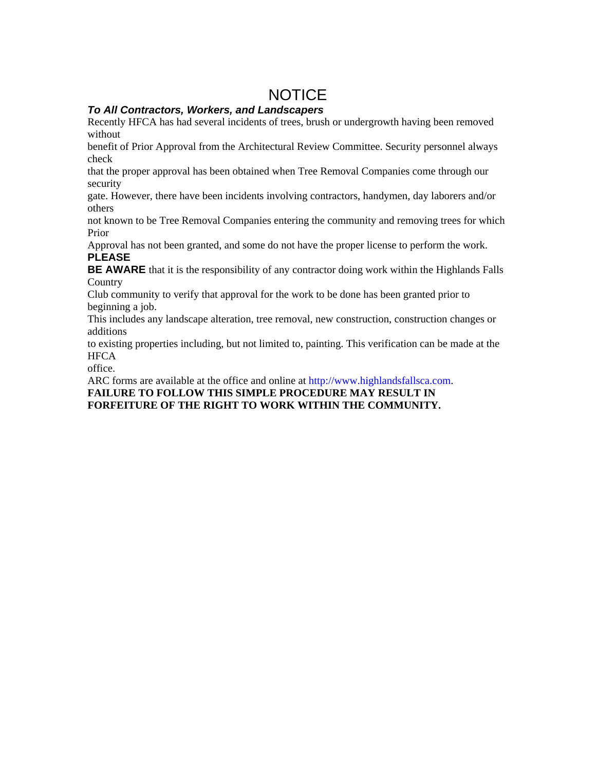# NOTICE

***To All Contractors, Workers, and Landscapers***

Recently HFCA has had several incidents of trees, brush or undergrowth having been removed without benefit of Prior Approval from the Architectural Review Committee. Security personnel always check that the proper approval has been obtained when Tree Removal Companies come through our security gate. However, there have been incidents involving contractors, handymen, day laborers and/or others not known to be Tree Removal Companies entering the community and removing trees for which Prior Approval has not been granted, and some do not have the proper license to perform the work. **PLEASE BE AWARE** that it is the responsibility of any contractor doing work within the Highlands Falls Country Club community to verify that approval for the work to be done has been granted prior to beginning a job.

This includes any landscape alteration, tree removal, new construction, construction changes or additions to existing properties including, but not limited to, painting. This verification can be made at the HFCA office.

ARC forms are available at the office and online at http://www.highlandsfallsca.com.

**FAILURE TO FOLLOW THIS SIMPLE PROCEDURE MAY RESULT IN FORFEITURE OF THE RIGHT TO WORK WITHIN THE COMMUNITY.**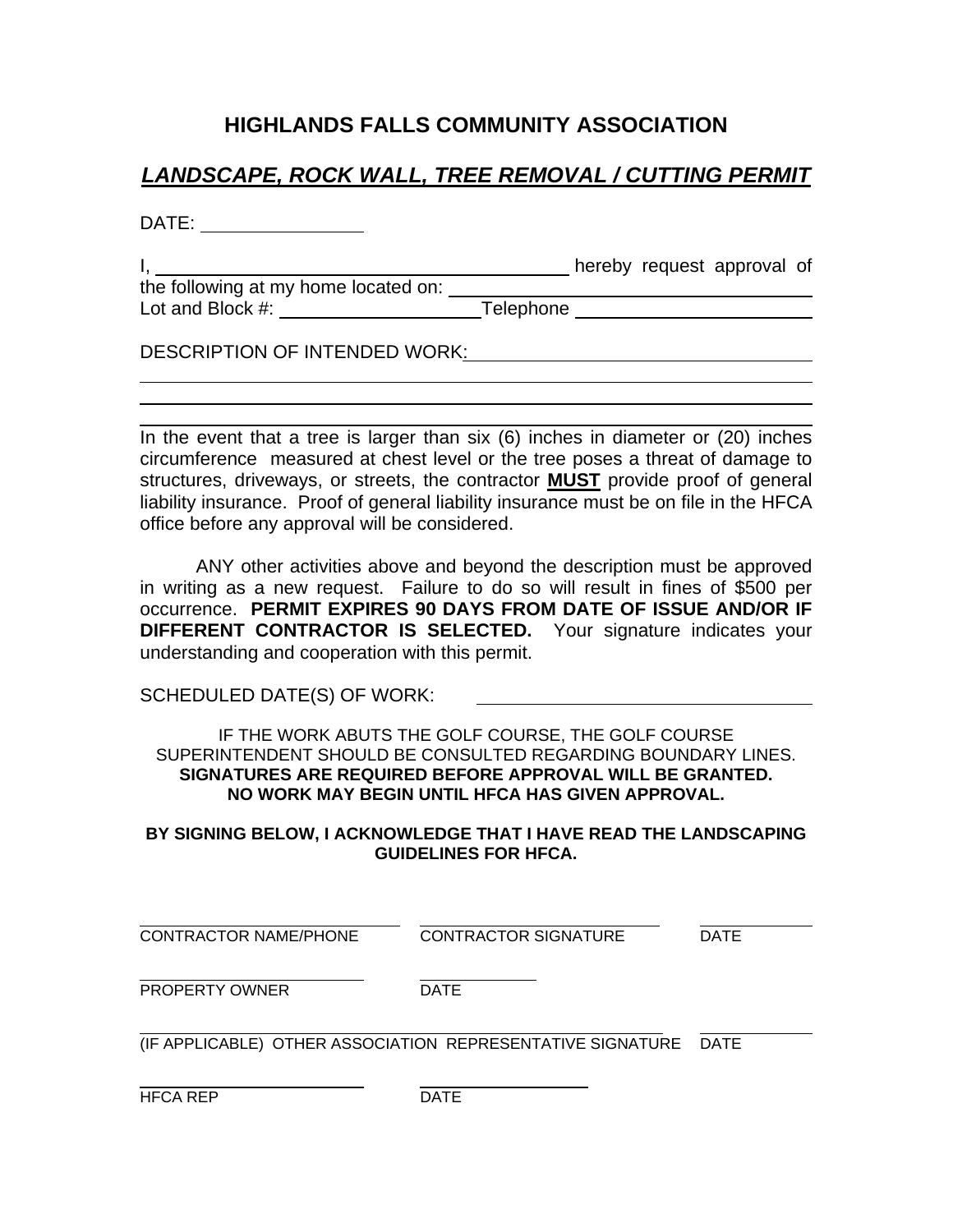# HIGHLANDS FALLS COMMUNITY ASSOCIATION

## ***LANDSCAPE, ROCK WALL, TREE REMOVAL / CUTTING PERMIT***

DATE: ______________

I, ________________________________________ hereby request approval of the following at my home located on: ________________________________________
Lot and Block #: ____________________ Telephone ______________________

DESCRIPTION OF INTENDED WORK: ________________________________________
______________________________________________________________________
______________________________________________________________________

In the event that a tree is larger than six (6) inches in diameter or (20) inches circumference measured at chest level or the tree poses a threat of damage to structures, driveways, or streets, the contractor **MUST** provide proof of general liability insurance. Proof of general liability insurance must be on file in the HFCA office before any approval will be considered.

ANY other activities above and beyond the description must be approved in writing as a new request. Failure to do so will result in fines of $500 per occurrence. **PERMIT EXPIRES 90 DAYS FROM DATE OF ISSUE AND/OR IF DIFFERENT CONTRACTOR IS SELECTED.** Your signature indicates your understanding and cooperation with this permit.

SCHEDULED DATE(S) OF WORK: ________________________________

IF THE WORK ABUTS THE GOLF COURSE, THE GOLF COURSE SUPERINTENDENT SHOULD BE CONSULTED REGARDING BOUNDARY LINES.
**SIGNATURES ARE REQUIRED BEFORE APPROVAL WILL BE GRANTED.**
**NO WORK MAY BEGIN UNTIL HFCA HAS GIVEN APPROVAL.**

**BY SIGNING BELOW, I ACKNOWLEDGE THAT I HAVE READ THE LANDSCAPING GUIDELINES FOR HFCA.**

______________________ ______________________ __________
CONTRACTOR NAME/PHONE CONTRACTOR SIGNATURE DATE

______________________ __________
PROPERTY OWNER DATE

________________________________________________ __________
(IF APPLICABLE) OTHER ASSOCIATION REPRESENTATIVE SIGNATURE DATE

______________________ ______________
HFCA REP DATE